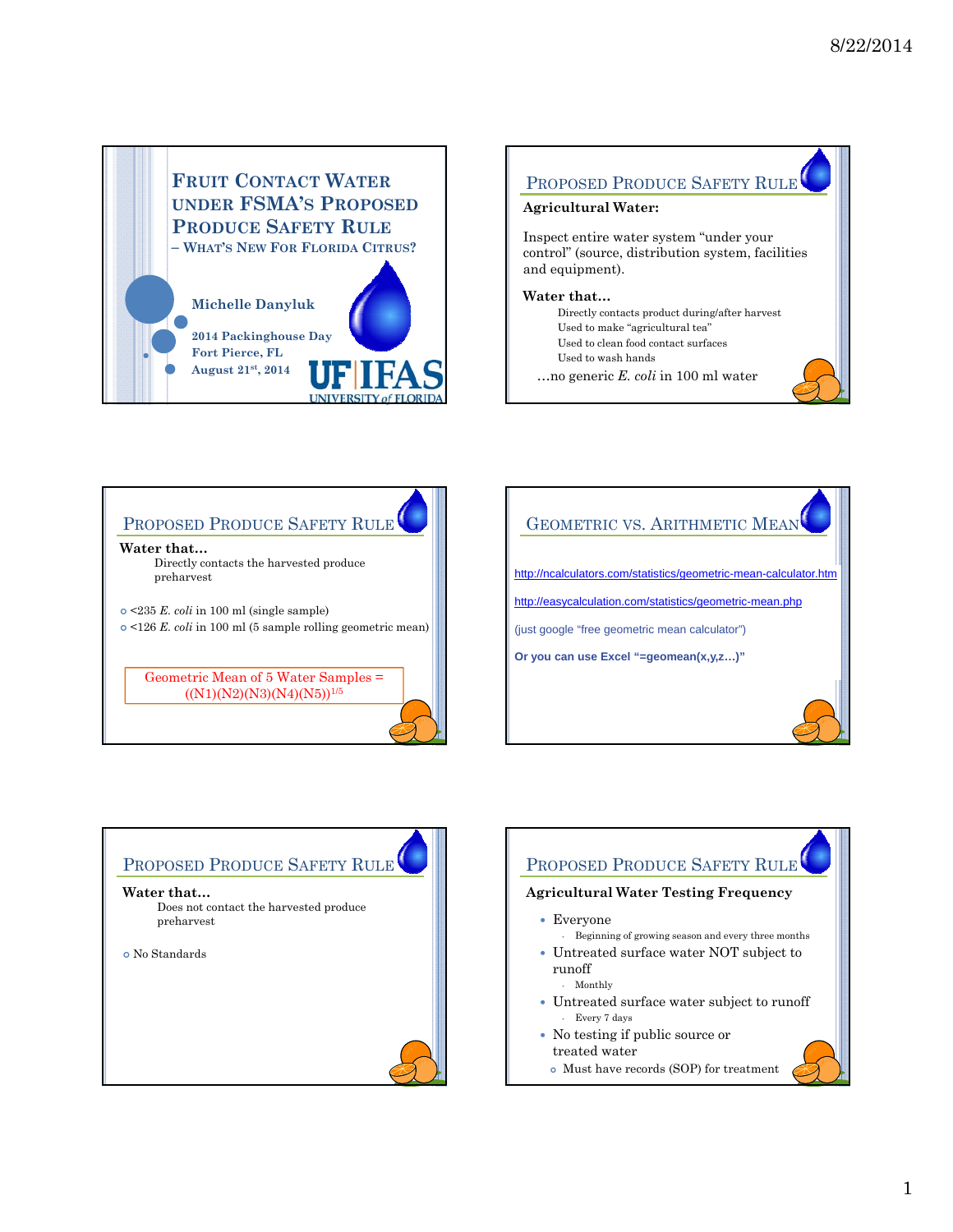# Fruit Contact Water under FSMA's Proposed Produce Safety Rule – What's New For Florida Citrus?

Michelle Danyluk

2014 Packinghouse Day
Fort Pierce, FL
August 21st, 2014

UF IFAS
UNIVERSITY of FLORIDA

## Proposed Produce Safety Rule

**Agricultural Water:**

Inspect entire water system "under your control" (source, distribution system, facilities and equipment).

**Water that…**

- Directly contacts product during/after harvest
- Used to make "agricultural tea"
- Used to clean food contact surfaces
- Used to wash hands

…no generic *E. coli* in 100 ml water

## Proposed Produce Safety Rule

**Water that…**

Directly contacts the harvested produce preharvest

- <235 *E. coli* in 100 ml (single sample)
- <126 *E. coli* in 100 ml (5 sample rolling geometric mean)

Geometric Mean of 5 Water Samples = $((N1)(N2)(N3)(N4)(N5))^{1/5}$

## Geometric vs. Arithmetic Mean

http://ncalculators.com/statistics/geometric-mean-calculator.htm

http://easycalculation.com/statistics/geometric-mean.php

(just google "free geometric mean calculator")

**Or you can use Excel "=geomean(x,y,z…)"**

## Proposed Produce Safety Rule

**Water that…**

Does not contact the harvested produce preharvest

- No Standards

## Proposed Produce Safety Rule

**Agricultural Water Testing Frequency**

- Everyone
  - Beginning of growing season and every three months
- Untreated surface water NOT subject to runoff
  - Monthly
- Untreated surface water subject to runoff
  - Every 7 days
- No testing if public source or treated water
  - Must have records (SOP) for treatment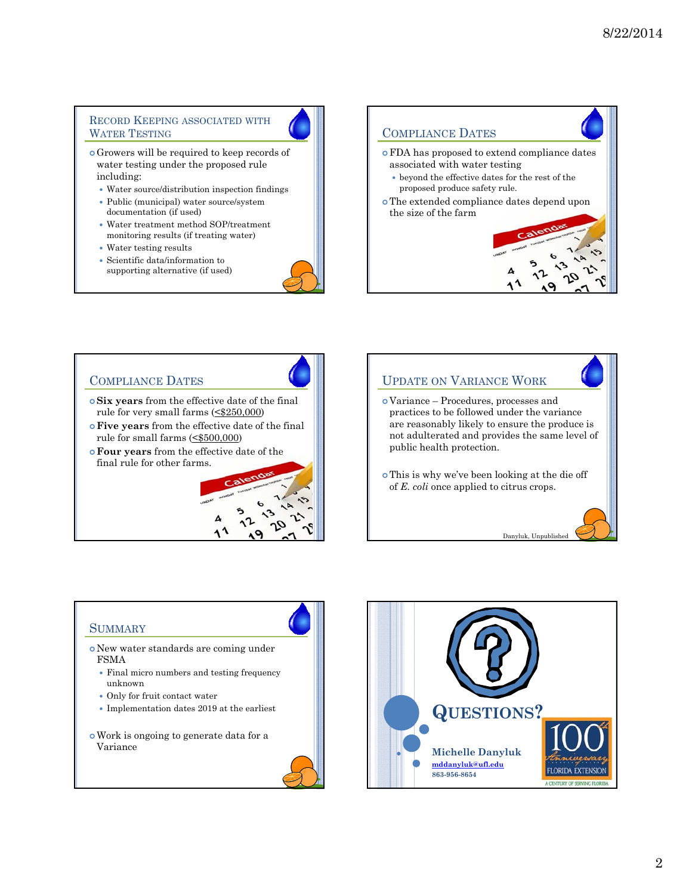## Record Keeping Associated with Water Testing

- Growers will be required to keep records of water testing under the proposed rule including:
  - Water source/distribution inspection findings
  - Public (municipal) water source/system documentation (if used)
  - Water treatment method SOP/treatment monitoring results (if treating water)
  - Water testing results
  - Scientific data/information to supporting alternative (if used)

## Compliance Dates

- FDA has proposed to extend compliance dates associated with water testing
  - beyond the effective dates for the rest of the proposed produce safety rule.
- The extended compliance dates depend upon the size of the farm

## Compliance Dates

- **Six years** from the effective date of the final rule for very small farms (<$250,000)
- **Five years** from the effective date of the final rule for small farms (<$500,000)
- **Four years** from the effective date of the final rule for other farms.

## Update on Variance Work

- Variance – Procedures, processes and practices to be followed under the variance are reasonably likely to ensure the produce is not adulterated and provides the same level of public health protection.
- This is why we've been looking at the die off of *E. coli* once applied to citrus crops.

Danyluk, Unpublished

## Summary

- New water standards are coming under FSMA
  - Final micro numbers and testing frequency unknown
  - Only for fruit contact water
  - Implementation dates 2019 at the earliest
- Work is ongoing to generate data for a Variance

## Questions?

**Michelle Danyluk**
mddanyluk@ufl.edu
863-956-8654

100th Anniversary
FLORIDA EXTENSION
A CENTURY OF SERVING FLORIDA